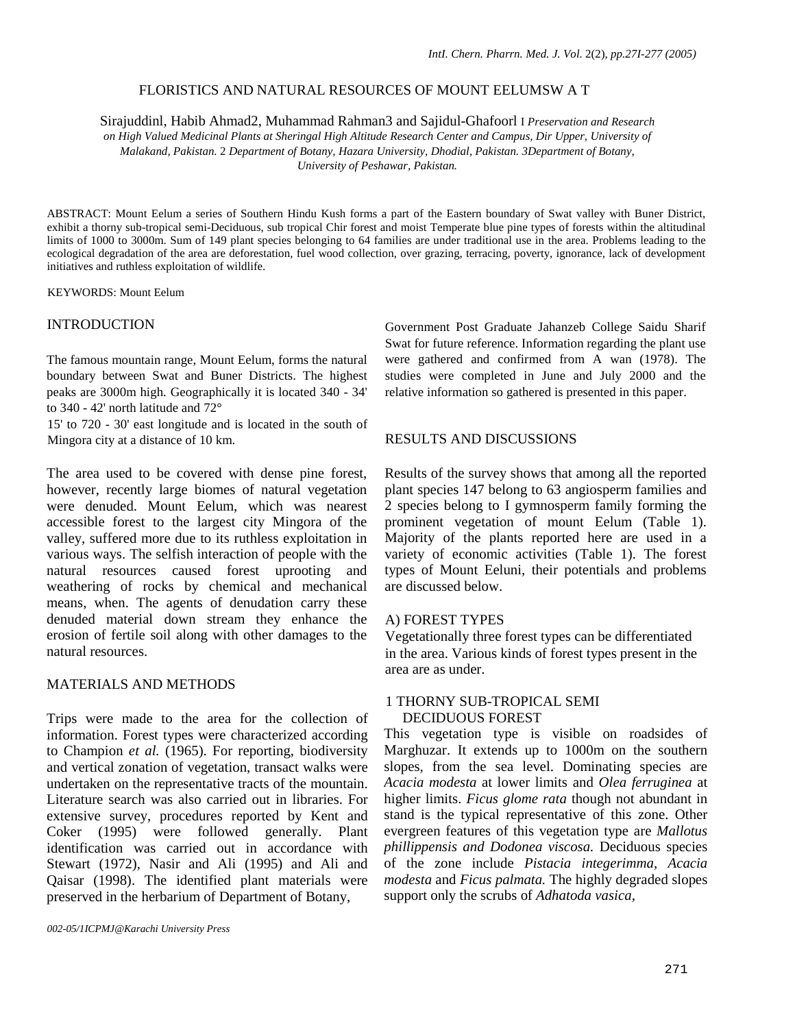# FLORISTICS AND NATURAL RESOURCES OF MOUNT EELUMSW A T

Sirajuddin1, Habib Ahmad2, Muhammad Rahman3 and Sajidul-Ghafoor1 *1 Preservation and Research on High Valued Medicinal Plants at Sheringal High Altitude Research Center and Campus, Dir Upper, University of Malakand, Pakistan. 2 Department of Botany, Hazara University, Dhodial, Pakistan. 3Department of Botany, University of Peshawar, Pakistan.*

ABSTRACT: Mount Eelum a series of Southern Hindu Kush forms a part of the Eastern boundary of Swat valley with Buner District, exhibit a thorny sub-tropical semi-Deciduous, sub tropical Chir forest and moist Temperate blue pine types of forests within the altitudinal limits of 1000 to 3000m. Sum of 149 plant species belonging to 64 families are under traditional use in the area. Problems leading to the ecological degradation of the area are deforestation, fuel wood collection, over grazing, terracing, poverty, ignorance, lack of development initiatives and ruthless exploitation of wildlife.

KEYWORDS: Mount Eelum

## INTRODUCTION

The famous mountain range, Mount Eelum, forms the natural boundary between Swat and Buner Districts. The highest peaks are 3000m high. Geographically it is located 340 - 34' to 340 - 42' north latitude and 72° 15' to 720 - 30' east longitude and is located in the south of Mingora city at a distance of 10 km.

The area used to be covered with dense pine forest, however, recently large biomes of natural vegetation were denuded. Mount Eelum, which was nearest accessible forest to the largest city Mingora of the valley, suffered more due to its ruthless exploitation in various ways. The selfish interaction of people with the natural resources caused forest uprooting and weathering of rocks by chemical and mechanical means, when. The agents of denudation carry these denuded material down stream they enhance the erosion of fertile soil along with other damages to the natural resources.

## MATERIALS AND METHODS

Trips were made to the area for the collection of information. Forest types were characterized according to Champion *et al.* (1965). For reporting, biodiversity and vertical zonation of vegetation, transact walks were undertaken on the representative tracts of the mountain. Literature search was also carried out in libraries. For extensive survey, procedures reported by Kent and Coker (1995) were followed generally. Plant identification was carried out in accordance with Stewart (1972), Nasir and Ali (1995) and Ali and Qaisar (1998). The identified plant materials were preserved in the herbarium of Department of Botany, Government Post Graduate Jahanzeb College Saidu Sharif Swat for future reference. Information regarding the plant use were gathered and confirmed from A wan (1978). The studies were completed in June and July 2000 and the relative information so gathered is presented in this paper.

## RESULTS AND DISCUSSIONS

Results of the survey shows that among all the reported plant species 147 belong to 63 angiosperm families and 2 species belong to I gymnosperm family forming the prominent vegetation of mount Eelum (Table 1). Majority of the plants reported here are used in a variety of economic activities (Table 1). The forest types of Mount Eeluni, their potentials and problems are discussed below.

### A) FOREST TYPES

Vegetationally three forest types can be differentiated in the area. Various kinds of forest types present in the area are as under.

#### 1 THORNY SUB-TROPICAL SEMI DECIDUOUS FOREST

This vegetation type is visible on roadsides of Marghuzar. It extends up to 1000m on the southern slopes, from the sea level. Dominating species are *Acacia modesta* at lower limits and *Olea ferruginea* at higher limits. *Ficus glome rata* though not abundant in stand is the typical representative of this zone. Other evergreen features of this vegetation type are *Mallotus phillippensis and Dodonea viscosa.* Deciduous species of the zone include *Pistacia integerimma, Acacia modesta* and *Ficus palmata.* The highly degraded slopes support only the scrubs of *Adhatoda vasica,*

*002-05/1ICPMJ@Karachi University Press*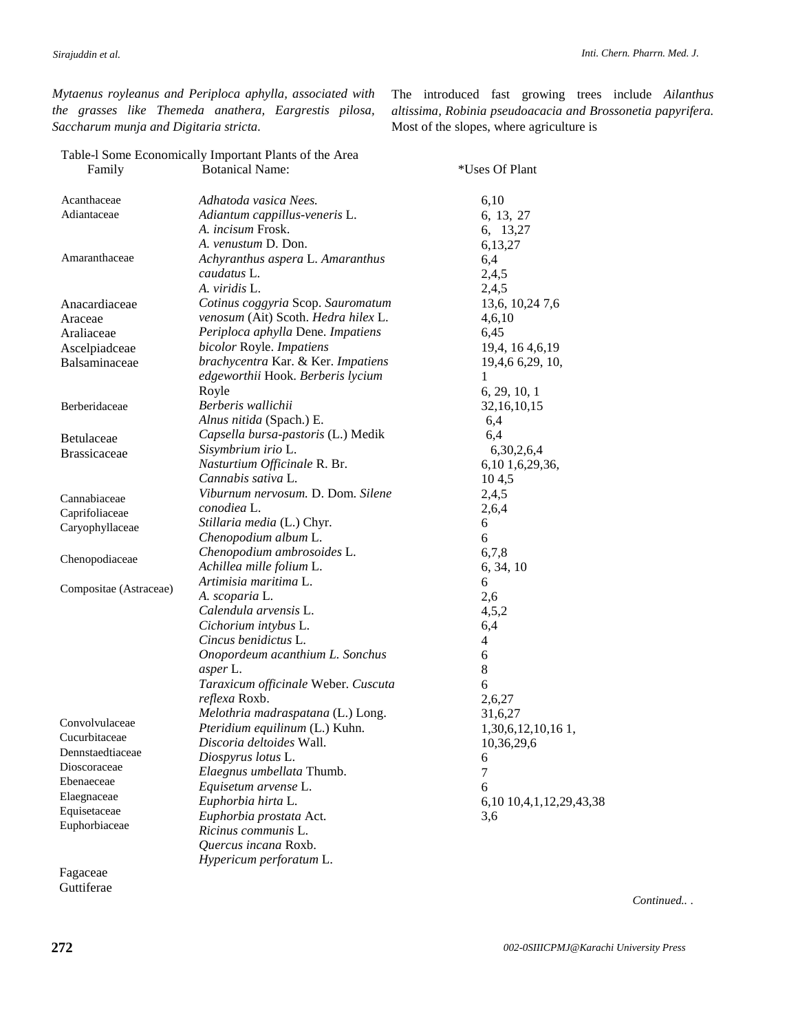*Mytaenus royleanus and Periploca aphylla, associated with the grasses like Themeda anathera, Eargrestis pilosa, Saccharum munja and Digitaria stricta.*

The introduced fast growing trees include *Ailanthus altissima, Robinia pseudoacacia and Brossonetia papyrifera.* Most of the slopes, where agriculture is

Table-l Some Economically Important Plants of the Area

| Family | Botanical Name: | *Uses Of Plant |
|---|---|---|
| Acanthaceae | *Adhatoda vasica Nees.* | 6,10 |
| Adiantaceae | *Adiantum cappillus-veneris* L. | 6, 13, 27 |
| | *A. incisum* Frosk. | 6, 13,27 |
| | *A. venustum* D. Don. | 6,13,27 |
| Amaranthaceae | *Achyranthus aspera* L. *Amaranthus* | 6,4 |
| | *caudatus* L. | 2,4,5 |
| | *A. viridis* L. | 2,4,5 |
| Anacardiaceae | *Cotinus coggyria* Scop. *Sauromatum* | 13,6, 10,24 7,6 |
| Araceae | *venosum* (Ait) Scoth. *Hedra hilex* L. | 4,6,10 |
| Araliaceae | *Periploca aphylla* Dene. *Impatiens* | 6,45 |
| Ascelpiadceae | *bicolor* Royle. *Impatiens* | 19,4, 16 4,6,19 |
| Balsaminaceae | *brachycentra* Kar. & Ker. *Impatiens* | 19,4,6 6,29, 10, |
| | *edgeworthii* Hook. *Berberis lycium* | 1 |
| | Royle | 6, 29, 10, 1 |
| Berberidaceae | *Berberis wallichii* | 32,16,10,15 |
| | *Alnus nitida* (Spach.) E. | 6,4 |
| Betulaceae | *Capsella bursa-pastoris* (L.) Medik | 6,4 |
| Brassicaceae | *Sisymbrium irio* L. | 6,30,2,6,4 |
| | *Nasturtium Officinale* R. Br. | 6,10 1,6,29,36, |
| | *Cannabis sativa* L. | 10 4,5 |
| Cannabiaceae | *Viburnum nervosum.* D. Dom. *Silene* | 2,4,5 |
| Caprifoliaceae | *conodiea* L. | 2,6,4 |
| Caryophyllaceae | *Stillaria media* (L.) Chyr. | 6 |
| | *Chenopodium album* L. | 6 |
| Chenopodiaceae | *Chenopodium ambrosoides* L. | 6,7,8 |
| | *Achillea mille folium* L. | 6, 34, 10 |
| | *Artimisia maritima* L. | 6 |
| Compositae (Astraceae) | *A. scoparia* L. | 2,6 |
| | *Calendula arvensis* L. | 4,5,2 |
| | *Cichorium intybus* L. | 6,4 |
| | *Cincus benidictus* L. | 4 |
| | *Onopordeum acanthium L. Sonchus* | 6 |
| | *asper* L. | 8 |
| | *Taraxicum officinale* Weber. *Cuscuta* | 6 |
| | *reflexa* Roxb. | 2,6,27 |
| | *Melothria madraspatana* (L.) Long. | 31,6,27 |
| Convolvulaceae | *Pteridium equilinum* (L.) Kuhn. | 1,30,6,12,10,16 1, |
| Cucurbitaceae | *Discoria deltoides* Wall. | 10,36,29,6 |
| Dennstaedtiaceae | *Diospyrus lotus* L. | 6 |
| Dioscoraceae | *Elaegnus umbellata* Thumb. | 7 |
| Ebenaeceae | *Equisetum arvense* L. | 6 |
| Elaegnaceae | *Euphorbia hirta* L. | 6,10 10,4,1,12,29,43,38 |
| Equisetaceae | *Euphorbia prostata* Act. | 3,6 |
| Euphorbiaceae | *Ricinus communis* L. | |
| | *Quercus incana* Roxb. | |
| | *Hypericum perforatum* L. | |
| Fagaceae | | |
| Guttiferae | | |

*Continued.. .*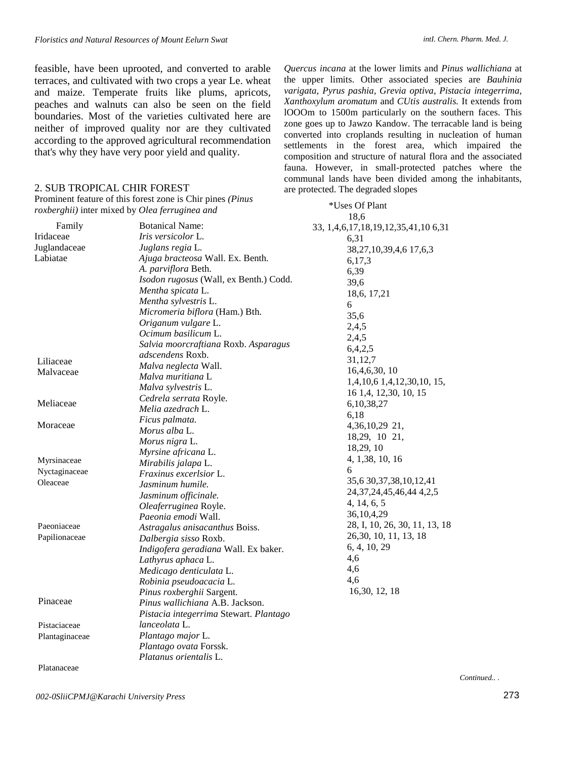feasible, have been uprooted, and converted to arable terraces, and cultivated with two crops a year Le. wheat and maize. Temperate fruits like plums, apricots, peaches and walnuts can also be seen on the field boundaries. Most of the varieties cultivated here are neither of improved quality nor are they cultivated according to the approved agricultural recommendation that's why they have very poor yield and quality.

## 2. SUB TROPICAL CHIR FOREST

Prominent feature of this forest zone is Chir pines *(Pinus roxberghii)* inter mixed by *Olea ferruginea and Quercus incana* at the lower limits and *Pinus wallichiana* at the upper limits. Other associated species are *Bauhinia varigata, Pyrus pashia, Grevia optiva, Pistacia integerrima, Xanthoxylum aromatum* and *CUtis australis.* It extends from lOOOm to 1500m particularly on the southern faces. This zone goes up to Jawzo Kandow. The terracable land is being converted into croplands resulting in nucleation of human settlements in the forest area, which impaired the composition and structure of natural flora and the associated fauna. However, in small-protected patches where the communal lands have been divided among the inhabitants, are protected. The degraded slopes

| Family | Botanical Name: | *Uses Of Plant |
|---|---|---|
| | | 18,6 |
| | | 33, 1,4,6,17,18,19,12,35,41,10 6,31 |
| Iridaceae | *Iris versicolor* L. | 6,31 |
| Juglandaceae | *Juglans regia* L. | 38,27,10,39,4,6 17,6,3 |
| Labiatae | *Ajuga bracteosa* Wall. Ex. Benth. | 6,17,3 |
| | *A. parviflora* Beth. | 6,39 |
| | *Isodon rugosus* (Wall, ex Benth.) Codd. | 39,6 |
| | *Mentha spicata* L. | 18,6, 17,21 |
| | *Mentha sylvestris* L. | 6 |
| | *Micromeria biflora* (Ham.) Bth. | 35,6 |
| | *Origanum vulgare* L. | 2,4,5 |
| | *Ocimum basilicum* L. | 2,4,5 |
| | *Salvia moorcraftiana* Roxb. *Asparagus* | 6,4,2,5 |
| Liliaceae | *adscendens* Roxb. | 31,12,7 |
| Malvaceae | *Malva neglecta* Wall. | 16,4,6,30, 10 |
| | *Malva muritiana* L | 1,4,10,6 1,4,12,30,10, 15, |
| | *Malva sylvestris* L. | 16 1,4, 12,30, 10, 15 |
| Meliaceae | *Cedrela serrata* Royle. | 6,10,38,27 |
| | *Melia azedrach* L. | 6,18 |
| Moraceae | *Ficus palmata.* | 4,36,10,29 21, |
| | *Morus alba* L. | 18,29, 10 21, |
| | *Morus nigra* L. | 18,29, 10 |
| Myrsinaceae | *Myrsine africana* L. | 4, 1,38, 10, 16 |
| Nyctaginaceae | *Mirabilis jalapa* L. | 6 |
| Oleaceae | *Fraxinus excerlsior* L. | 35,6 30,37,38,10,12,41 |
| | *Jasminum humile.* | 24,37,24,45,46,44 4,2,5 |
| | *Jasminum officinale.* | 4, 14, 6, 5 |
| | *Oleaferruginea* Royle. | 36,10,4,29 |
| Paeoniaceae | *Paeonia emodi* Wall. | 28, I, 10, 26, 30, 11, 13, 18 |
| Papilionaceae | *Astragalus anisacanthus* Boiss. | 26,30, 10, 11, 13, 18 |
| | *Dalbergia sisso* Roxb. | 6, 4, 10, 29 |
| | *Indigofera geradiana* Wall. Ex baker. | 4,6 |
| | *Lathyrus aphaca* L. | 4,6 |
| | *Medicago denticulata* L. | 4,6 |
| | *Robinia pseudoacacia* L. | 16,30, 12, 18 |
| | *Pinus roxberghii* Sargent. | |
| Pinaceae | *Pinus wallichiana* A.B. Jackson. | |
| | *Pistacia integerrima* Stewart. *Plantago* | |
| Pistaciaceae | *lanceolata* L. | |
| Plantaginaceae | *Plantago major* L. | |
| | *Plantago ovata* Forssk. | |
| | *Platanus orientalis* L. | |
| Platanaceae | | |

*Continued.. .*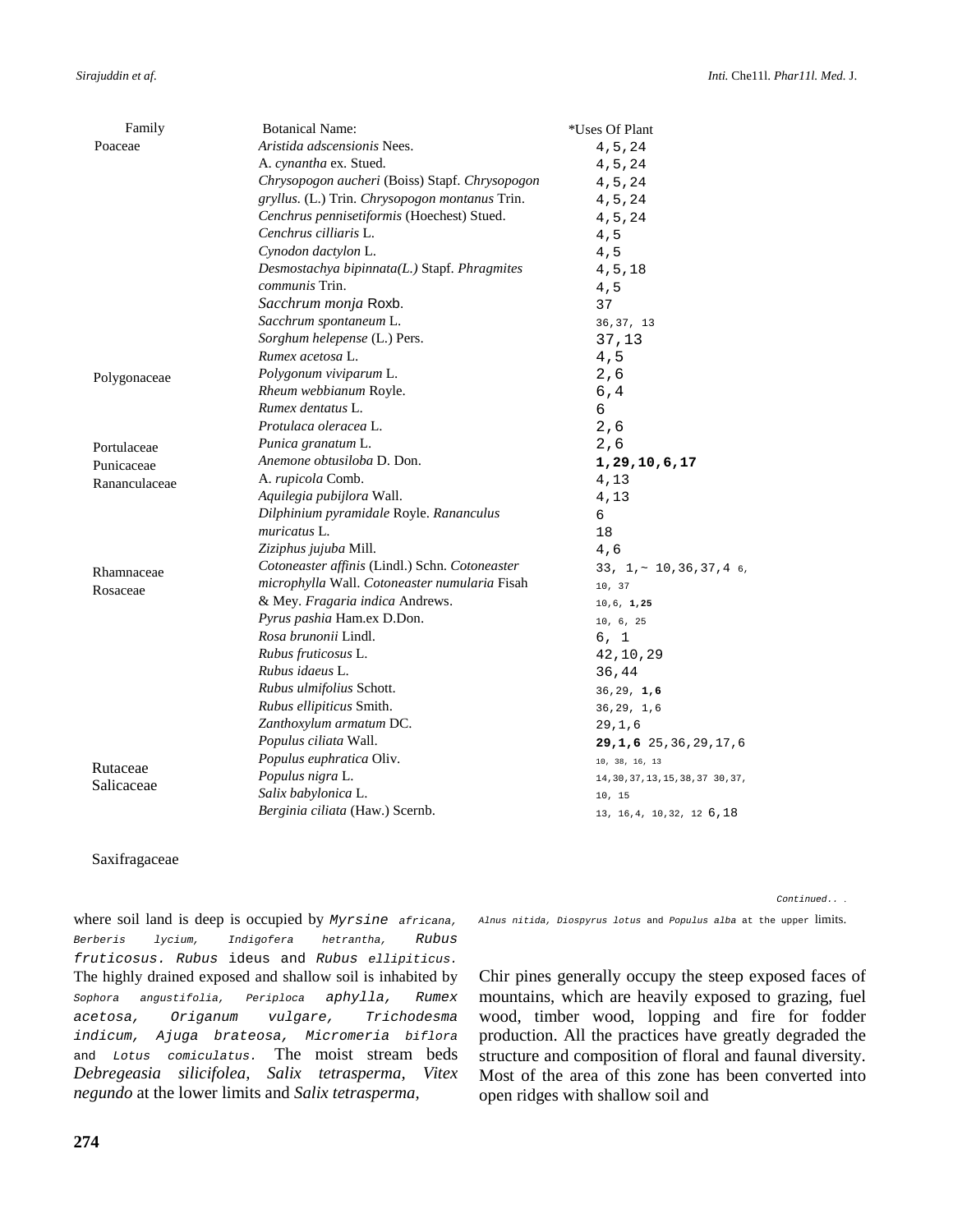| Family | Botanical Name: | *Uses Of Plant |
|---|---|---|
| Poaceae | *Aristida adscensionis* Nees. | 4,5,24 |
| | A. *cynantha* ex. Stued. | 4,5,24 |
| | *Chrysopogon aucheri* (Boiss) Stapf. *Chrysopogon* | 4,5,24 |
| | *gryllus.* (L.) Trin. *Chrysopogon montanus* Trin. | 4,5,24 |
| | *Cenchrus pennisetiformis* (Hoechest) Stued. | 4,5,24 |
| | *Cenchrus cilliaris* L. | 4,5 |
| | *Cynodon dactylon* L. | 4,5 |
| | *Desmostachya bipinnata(L.)* Stapf. *Phragmites* | 4,5,18 |
| | *communis* Trin. | 4,5 |
| | *Sacchrum monja* Roxb. | 37 |
| | *Sacchrum spontaneum* L. | 36,37, 13 |
| | *Sorghum helepense* (L.) Pers. | 37,13 |
| | *Rumex acetosa* L. | 4,5 |
| Polygonaceae | *Polygonum viviparum* L. | 2,6 |
| | *Rheum webbianum* Royle. | 6,4 |
| | *Rumex dentatus* L. | 6 |
| | *Protulaca oleracea* L. | 2,6 |
| Portulaceae | *Punica granatum* L. | 2,6 |
| Punicaceae | *Anemone obtusiloba* D. Don. | **1,29,10,6,17** |
| Rananculaceae | A. *rupicola* Comb. | 4,13 |
| | *Aquilegia pubijlora* Wall. | 4,13 |
| | *Dilphinium pyramidale* Royle. *Rananculus* | 6 |
| | *muricatus* L. | 18 |
| | *Ziziphus jujuba* Mill. | 4,6 |
| Rhamnaceae | *Cotoneaster affinis* (Lindl.) Schn. *Cotoneaster* | 33, 1,~ 10,36,37,4 6, |
| Rosaceae | *microphylla* Wall. *Cotoneaster numularia* Fisah | 10, 37 |
| | & Mey. *Fragaria indica* Andrews. | 10,6, **1,25** |
| | *Pyrus pashia* Ham.ex D.Don. | 10, 6, 25 |
| | *Rosa brunonii* Lindl. | 6, 1 |
| | *Rubus fruticosus* L. | 42,10,29 |
| | *Rubus idaeus* L. | 36,44 |
| | *Rubus ulmifolius* Schott. | 36,29, **1,6** |
| | *Rubus ellipiticus* Smith. | 36,29, 1,6 |
| | *Zanthoxylum armatum* DC. | 29,1,6 |
| | *Populus ciliata* Wall. | **29,1,6** 25,36,29,17,6 |
| Rutaceae | *Populus euphratica* Oliv. | 10, 38, 16, 13 |
| Salicaceae | *Populus nigra* L. | 14,30,37,13,15,38,37 30,37, |
| | *Salix babylonica* L. | 10, 15 |
| | *Berginia ciliata* (Haw.) Scernb. | 13, 16,4, 10,32, 12 6,18 |
| Saxifragaceae | | |

*Continued.. .*

where soil land is deep is occupied by *Myrsine africana, Berberis lycium, Indigofera hetrantha, Rubus fruticosus. Rubus* ideus and *Rubus ellipiticus.* The highly drained exposed and shallow soil is inhabited by *Sophora angustifolia, Periploca aphylla, Rumex acetosa, Origanum vulgare, Trichodesma indicum, Ajuga brateosa, Micromeria biflora* and *Lotus comiculatus*. The moist stream beds *Debregeasia silicifolea, Salix tetrasperma, Vitex negundo* at the lower limits and *Salix tetrasperma, Alnus nitida, Diospyrus lotus* and *Populus alba* at the upper limits.

Chir pines generally occupy the steep exposed faces of mountains, which are heavily exposed to grazing, fuel wood, timber wood, lopping and fire for fodder production. All the practices have greatly degraded the structure and composition of floral and faunal diversity. Most of the area of this zone has been converted into open ridges with shallow soil and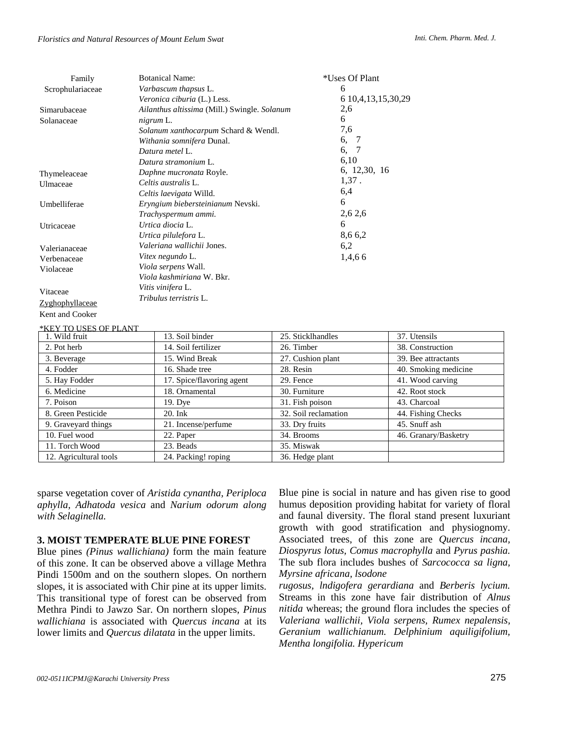| Family | Botanical Name: | *Uses Of Plant |
|---|---|---|
| Scrophulariaceae | *Varbascum thapsus* L. | 6 |
| | *Veronica ciburia* (L.) Less. | 6 10,4,13,15,30,29 |
| Simarubaceae | *Ailanthus altissima* (Mill.) Swingle. *Solanum* | 2,6 |
| Solanaceae | *nigrum* L. | 6 |
| | *Solanum xanthocarpum* Schard & Wendl. | 7,6 |
| | *Withania somnifera* Dunal. | 6, 7 |
| | *Datura metel* L. | 6, 7 |
| | *Datura stramonium* L. | 6,10 |
| Thymeleaceae | *Daphne mucronata* Royle. | 6, 12,30, 16 |
| Ulmaceae | *Celtis australis* L. | 1,37 . |
| | *Celtis laevigata* Willd. | 6,4 |
| Umbelliferae | *Eryngium biebersteinianum* Nevski. | 6 |
| | *Trachyspermum ammi.* | 2,6 2,6 |
| Utricaceae | *Urtica diocia* L. | 6 |
| | *Urtica pilulefora* L. | 8,6 6,2 |
| Valerianaceae | *Valeriana wallichii* Jones. | 6,2 |
| Verbenaceae | *Vitex negundo* L. | 1,4,6 6 |
| Violaceae | *Viola serpens* Wall. | |
| | *Viola kashmiriana* W. Bkr. | |
| Vitaceae | *Vitis vinifera* L. | |
| Zyghophyllaceae | *Tribulus terristris* L. | |
| Kent and Cooker | | |

*KEY TO USES OF PLANT

| | | | |
|---|---|---|---|
| 1. Wild fruit | 13. Soil binder | 25. Sticklhandles | 37. Utensils |
| 2. Pot herb | 14. Soil fertilizer | 26. Timber | 38. Construction |
| 3. Beverage | 15. Wind Break | 27. Cushion plant | 39. Bee attractants |
| 4. Fodder | 16. Shade tree | 28. Resin | 40. Smoking medicine |
| 5. Hay Fodder | 17. Spice/flavoring agent | 29. Fence | 41. Wood carving |
| 6. Medicine | 18. Ornamental | 30. Furniture | 42. Root stock |
| 7. Poison | 19. Dye | 31. Fish poison | 43. Charcoal |
| 8. Green Pesticide | 20. Ink | 32. Soil reclamation | 44. Fishing Checks |
| 9. Graveyard things | 21. Incense/perfume | 33. Dry fruits | 45. Snuff ash |
| 10. Fuel wood | 22. Paper | 34. Brooms | 46. Granary/Basketry |
| 11. Torch Wood | 23. Beads | 35. Miswak | |
| 12. Agricultural tools | 24. Packing! roping | 36. Hedge plant | |

sparse vegetation cover of *Aristida cynantha, Periploca aphylla, Adhatoda vesica* and *Narium odorum along with Selaginella.*

### 3. MOIST TEMPERATE BLUE PINE FOREST

Blue pines *(Pinus wallichiana)* form the main feature of this zone. It can be observed above a village Methra Pindi 1500m and on the southern slopes. On northern slopes, it is associated with Chir pine at its upper limits. This transitional type of forest can be observed from Methra Pindi to Jawzo Sar. On northern slopes, *Pinus wallichiana* is associated with *Quercus incana* at its lower limits and *Quercus dilatata* in the upper limits.

Blue pine is social in nature and has given rise to good humus deposition providing habitat for variety of floral and faunal diversity. The floral stand present luxuriant growth with good stratification and physiognomy. Associated trees, of this zone are *Quercus incana, Diospyrus lotus, Comus macrophylla* and *Pyrus pashia.* The sub flora includes bushes of *Sarcococca sa ligna, Myrsine africana, lsodone rugosus, lndigofera gerardiana* and *Berberis lycium.* Streams in this zone have fair distribution of *Alnus nitida* whereas; the ground flora includes the species of *Valeriana wallichii, Viola serpens, Rumex nepalensis, Geranium wallichianum. Delphinium aquiligifolium, Mentha longifolia. Hypericum*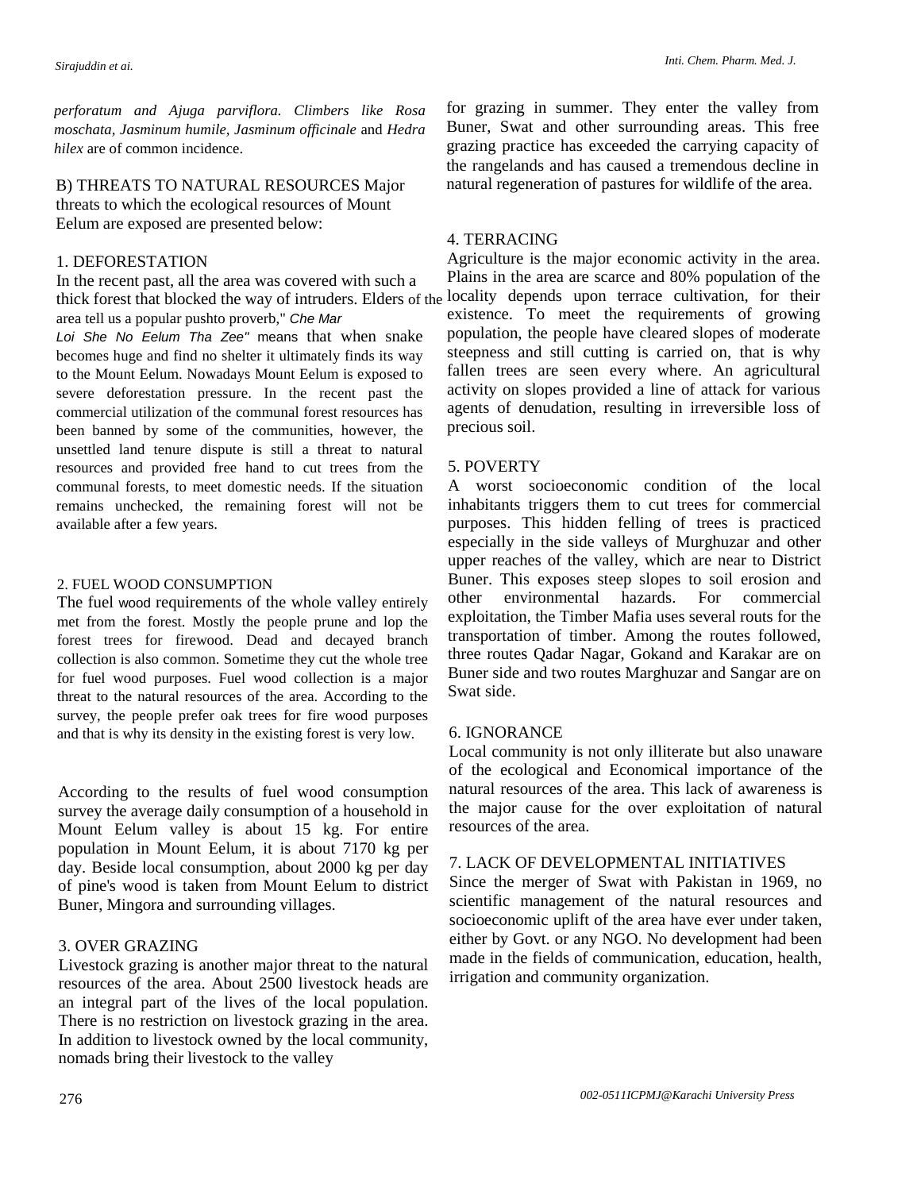*perforatum and Ajuga parviflora. Climbers like Rosa moschata, Jasminum humile, Jasminum officinale* and *Hedra hilex* are of common incidence.

## B) THREATS TO NATURAL RESOURCES

Major threats to which the ecological resources of Mount Eelum are exposed are presented below:

### 1. DEFORESTATION

In the recent past, all the area was covered with such a thick forest that blocked the way of intruders. Elders of the area tell us a popular pushto proverb," *Che Mar Loi She No Eelum Tha Zee"* means that when snake becomes huge and find no shelter it ultimately finds its way to the Mount Eelum. Nowadays Mount Eelum is exposed to severe deforestation pressure. In the recent past the commercial utilization of the communal forest resources has been banned by some of the communities, however, the unsettled land tenure dispute is still a threat to natural resources and provided free hand to cut trees from the communal forests, to meet domestic needs. If the situation remains unchecked, the remaining forest will not be available after a few years.

### 2. FUEL WOOD CONSUMPTION

The fuel wood requirements of the whole valley entirely met from the forest. Mostly the people prune and lop the forest trees for firewood. Dead and decayed branch collection is also common. Sometime they cut the whole tree for fuel wood purposes. Fuel wood collection is a major threat to the natural resources of the area. According to the survey, the people prefer oak trees for fire wood purposes and that is why its density in the existing forest is very low.

According to the results of fuel wood consumption survey the average daily consumption of a household in Mount Eelum valley is about 15 kg. For entire population in Mount Eelum, it is about 7170 kg per day. Beside local consumption, about 2000 kg per day of pine's wood is taken from Mount Eelum to district Buner, Mingora and surrounding villages.

### 3. OVER GRAZING

Livestock grazing is another major threat to the natural resources of the area. About 2500 livestock heads are an integral part of the lives of the local population. There is no restriction on livestock grazing in the area. In addition to livestock owned by the local community, nomads bring their livestock to the valley for grazing in summer. They enter the valley from Buner, Swat and other surrounding areas. This free grazing practice has exceeded the carrying capacity of the rangelands and has caused a tremendous decline in natural regeneration of pastures for wildlife of the area.

### 4. TERRACING

Agriculture is the major economic activity in the area. Plains in the area are scarce and 80% population of the locality depends upon terrace cultivation, for their existence. To meet the requirements of growing population, the people have cleared slopes of moderate steepness and still cutting is carried on, that is why fallen trees are seen every where. An agricultural activity on slopes provided a line of attack for various agents of denudation, resulting in irreversible loss of precious soil.

### 5. POVERTY

A worst socioeconomic condition of the local inhabitants triggers them to cut trees for commercial purposes. This hidden felling of trees is practiced especially in the side valleys of Murghuzar and other upper reaches of the valley, which are near to District Buner. This exposes steep slopes to soil erosion and other environmental hazards. For commercial exploitation, the Timber Mafia uses several routs for the transportation of timber. Among the routes followed, three routes Qadar Nagar, Gokand and Karakar are on Buner side and two routes Marghuzar and Sangar are on Swat side.

### 6. IGNORANCE

Local community is not only illiterate but also unaware of the ecological and Economical importance of the natural resources of the area. This lack of awareness is the major cause for the over exploitation of natural resources of the area.

### 7. LACK OF DEVELOPMENTAL INITIATIVES

Since the merger of Swat with Pakistan in 1969, no scientific management of the natural resources and socioeconomic uplift of the area have ever under taken, either by Govt. or any NGO. No development had been made in the fields of communication, education, health, irrigation and community organization.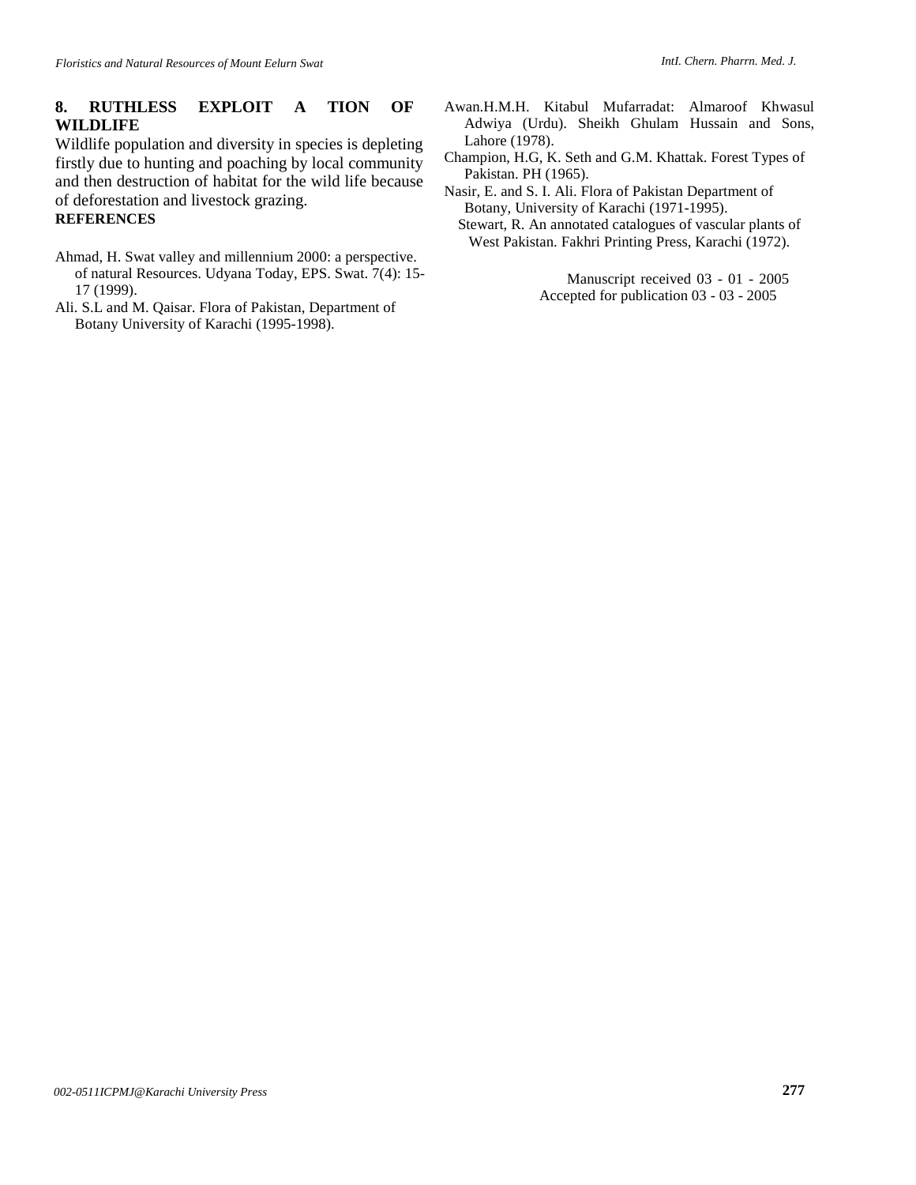## 8. RUTHLESS EXPLOIT A TION OF WILDLIFE

Wildlife population and diversity in species is depleting firstly due to hunting and poaching by local community and then destruction of habitat for the wild life because of deforestation and livestock grazing.

**REFERENCES**

Ahmad, H. Swat valley and millennium 2000: a perspective. of natural Resources. Udyana Today, EPS. Swat. 7(4): 15-17 (1999).

Ali. S.L and M. Qaisar. Flora of Pakistan, Department of Botany University of Karachi (1995-1998).

Awan.H.M.H. Kitabul Mufarradat: Almaroof Khwasul Adwiya (Urdu). Sheikh Ghulam Hussain and Sons, Lahore (1978).

Champion, H.G, K. Seth and G.M. Khattak. Forest Types of Pakistan. PH (1965).

Nasir, E. and S. I. Ali. Flora of Pakistan Department of Botany, University of Karachi (1971-1995).

Stewart, R. An annotated catalogues of vascular plants of West Pakistan. Fakhri Printing Press, Karachi (1972).

Manuscript received 03 - 01 - 2005
Accepted for publication 03 - 03 - 2005